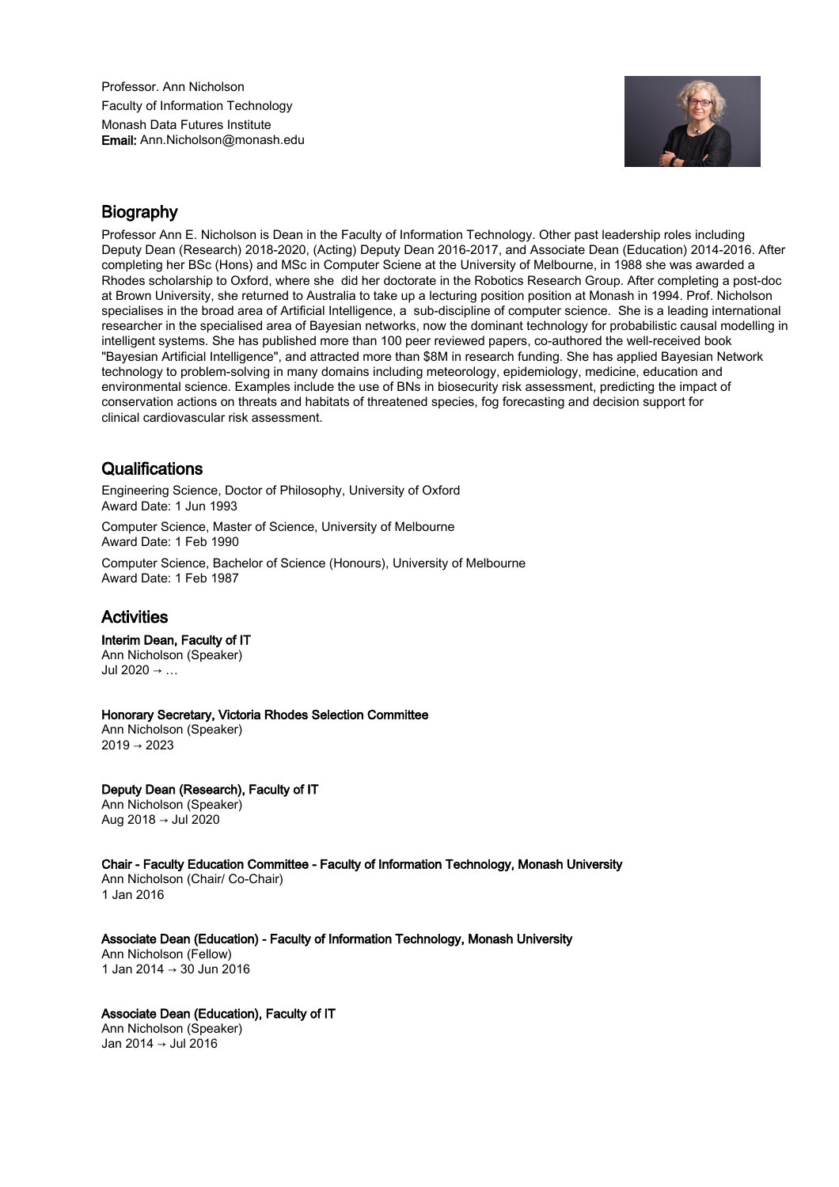Professor. Ann Nicholson
Faculty of Information Technology
Monash Data Futures Institute
**Email:** Ann.Nicholson@monash.edu

## Biography

Professor Ann E. Nicholson is Dean in the Faculty of Information Technology. Other past leadership roles including Deputy Dean (Research) 2018-2020, (Acting) Deputy Dean 2016-2017, and Associate Dean (Education) 2014-2016. After completing her BSc (Hons) and MSc in Computer Sciene at the University of Melbourne, in 1988 she was awarded a Rhodes scholarship to Oxford, where she did her doctorate in the Robotics Research Group. After completing a post-doc at Brown University, she returned to Australia to take up a lecturing position position at Monash in 1994. Prof. Nicholson specialises in the broad area of Artificial Intelligence, a sub-discipline of computer science. She is a leading international researcher in the specialised area of Bayesian networks, now the dominant technology for probabilistic causal modelling in intelligent systems. She has published more than 100 peer reviewed papers, co-authored the well-received book "Bayesian Artificial Intelligence", and attracted more than $8M in research funding. She has applied Bayesian Network technology to problem-solving in many domains including meteorology, epidemiology, medicine, education and environmental science. Examples include the use of BNs in biosecurity risk assessment, predicting the impact of conservation actions on threats and habitats of threatened species, fog forecasting and decision support for clinical cardiovascular risk assessment.

## Qualifications

Engineering Science, Doctor of Philosophy, University of Oxford
Award Date: 1 Jun 1993

Computer Science, Master of Science, University of Melbourne
Award Date: 1 Feb 1990

Computer Science, Bachelor of Science (Honours), University of Melbourne
Award Date: 1 Feb 1987

## Activities

**Interim Dean, Faculty of IT**
Ann Nicholson (Speaker)
Jul 2020 → …

**Honorary Secretary, Victoria Rhodes Selection Committee**
Ann Nicholson (Speaker)
2019 → 2023

**Deputy Dean (Research), Faculty of IT**
Ann Nicholson (Speaker)
Aug 2018 → Jul 2020

**Chair - Faculty Education Committee - Faculty of Information Technology, Monash University**
Ann Nicholson (Chair/ Co-Chair)
1 Jan 2016

**Associate Dean (Education) - Faculty of Information Technology, Monash University**
Ann Nicholson (Fellow)
1 Jan 2014 → 30 Jun 2016

**Associate Dean (Education), Faculty of IT**
Ann Nicholson (Speaker)
Jan 2014 → Jul 2016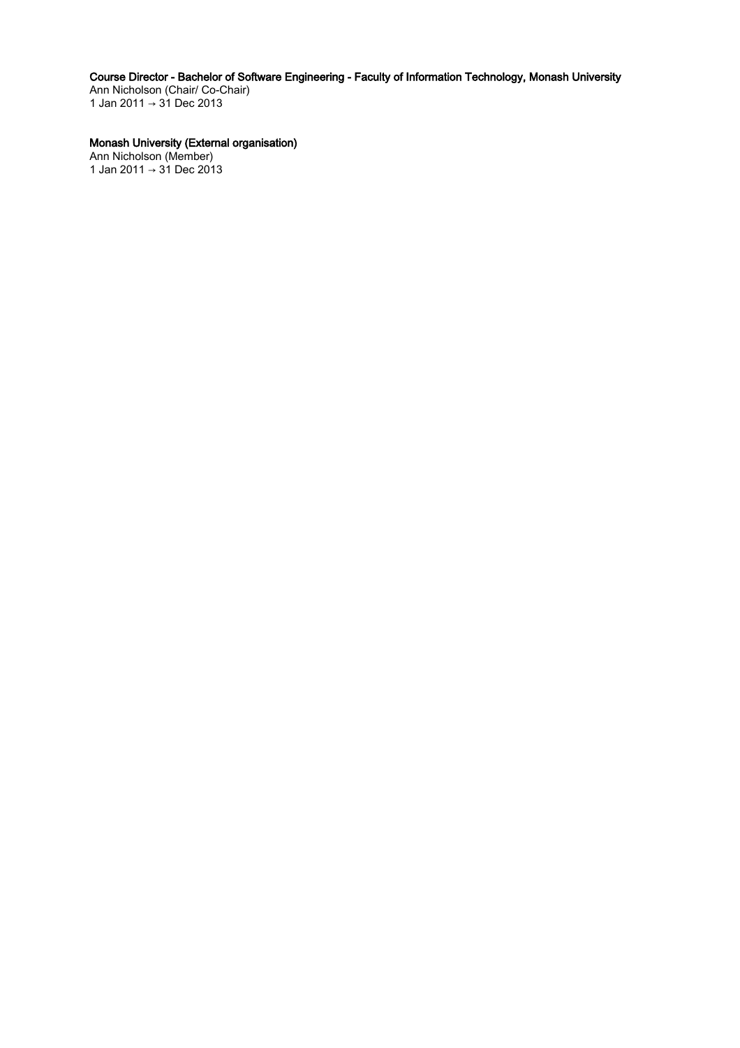**Course Director - Bachelor of Software Engineering - Faculty of Information Technology, Monash University**
Ann Nicholson (Chair/ Co-Chair)
1 Jan 2011 → 31 Dec 2013

**Monash University (External organisation)**
Ann Nicholson (Member)
1 Jan 2011 → 31 Dec 2013